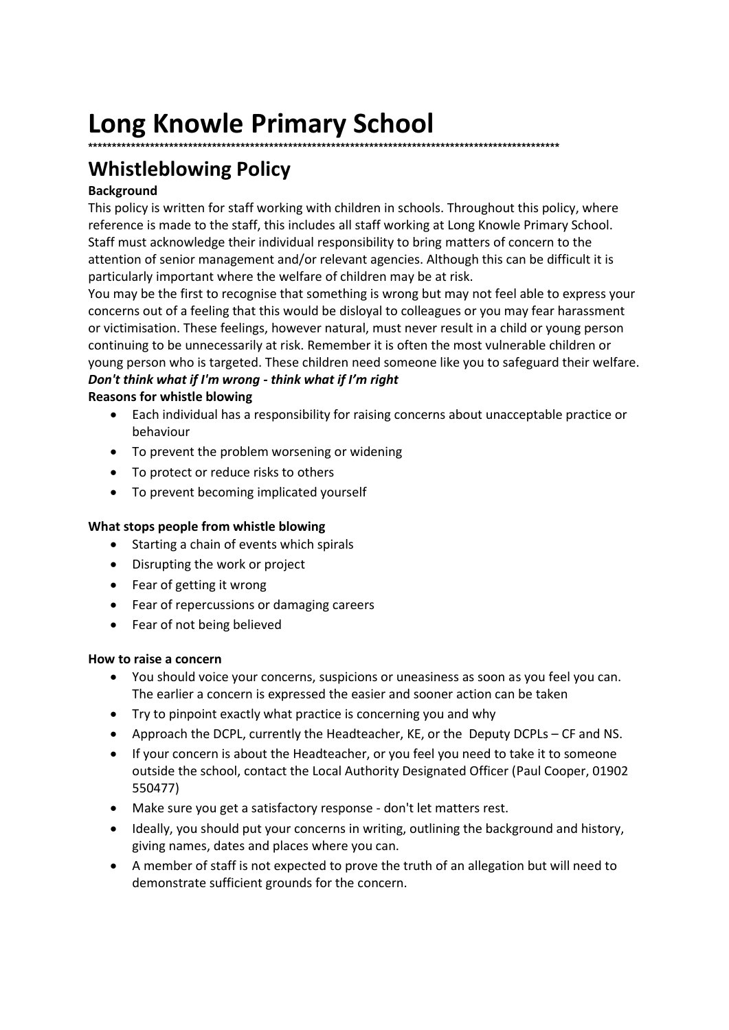# Long Knowle Primary School

*****************************************************************************************************

## Whistleblowing Policy

**Background**

This policy is written for staff working with children in schools. Throughout this policy, where reference is made to the staff, this includes all staff working at Long Knowle Primary School. Staff must acknowledge their individual responsibility to bring matters of concern to the attention of senior management and/or relevant agencies. Although this can be difficult it is particularly important where the welfare of children may be at risk.

You may be the first to recognise that something is wrong but may not feel able to express your concerns out of a feeling that this would be disloyal to colleagues or you may fear harassment or victimisation. These feelings, however natural, must never result in a child or young person continuing to be unnecessarily at risk. Remember it is often the most vulnerable children or young person who is targeted. These children need someone like you to safeguard their welfare.

***Don't think what if I'm wrong - think what if I'm right***

**Reasons for whistle blowing**

- Each individual has a responsibility for raising concerns about unacceptable practice or behaviour
- To prevent the problem worsening or widening
- To protect or reduce risks to others
- To prevent becoming implicated yourself

**What stops people from whistle blowing**

- Starting a chain of events which spirals
- Disrupting the work or project
- Fear of getting it wrong
- Fear of repercussions or damaging careers
- Fear of not being believed

**How to raise a concern**

- You should voice your concerns, suspicions or uneasiness as soon as you feel you can. The earlier a concern is expressed the easier and sooner action can be taken
- Try to pinpoint exactly what practice is concerning you and why
- Approach the DCPL, currently the Headteacher, KE, or the Deputy DCPLs – CF and NS.
- If your concern is about the Headteacher, or you feel you need to take it to someone outside the school, contact the Local Authority Designated Officer (Paul Cooper, 01902 550477)
- Make sure you get a satisfactory response - don't let matters rest.
- Ideally, you should put your concerns in writing, outlining the background and history, giving names, dates and places where you can.
- A member of staff is not expected to prove the truth of an allegation but will need to demonstrate sufficient grounds for the concern.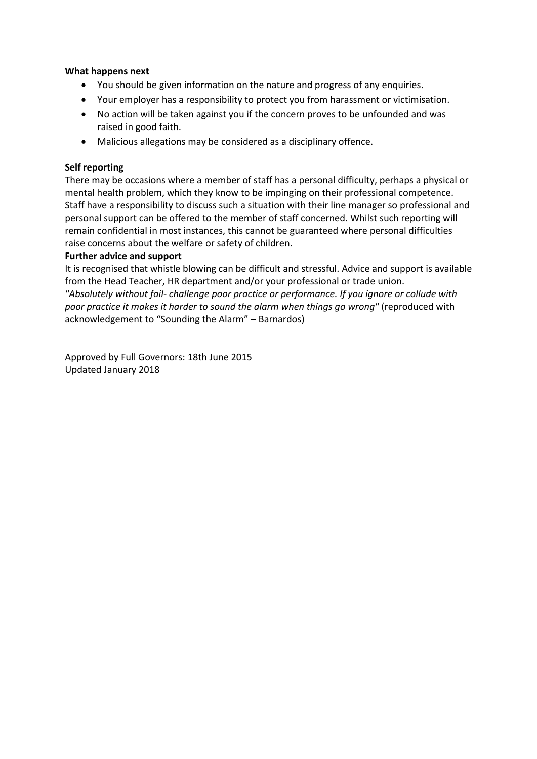**What happens next**

- You should be given information on the nature and progress of any enquiries.
- Your employer has a responsibility to protect you from harassment or victimisation.
- No action will be taken against you if the concern proves to be unfounded and was raised in good faith.
- Malicious allegations may be considered as a disciplinary offence.

**Self reporting**

There may be occasions where a member of staff has a personal difficulty, perhaps a physical or mental health problem, which they know to be impinging on their professional competence. Staff have a responsibility to discuss such a situation with their line manager so professional and personal support can be offered to the member of staff concerned. Whilst such reporting will remain confidential in most instances, this cannot be guaranteed where personal difficulties raise concerns about the welfare or safety of children.

**Further advice and support**

It is recognised that whistle blowing can be difficult and stressful. Advice and support is available from the Head Teacher, HR department and/or your professional or trade union.
*"Absolutely without fail- challenge poor practice or performance. If you ignore or collude with poor practice it makes it harder to sound the alarm when things go wrong"* (reproduced with acknowledgement to "Sounding the Alarm" – Barnardos)

Approved by Full Governors: 18th June 2015
Updated January 2018